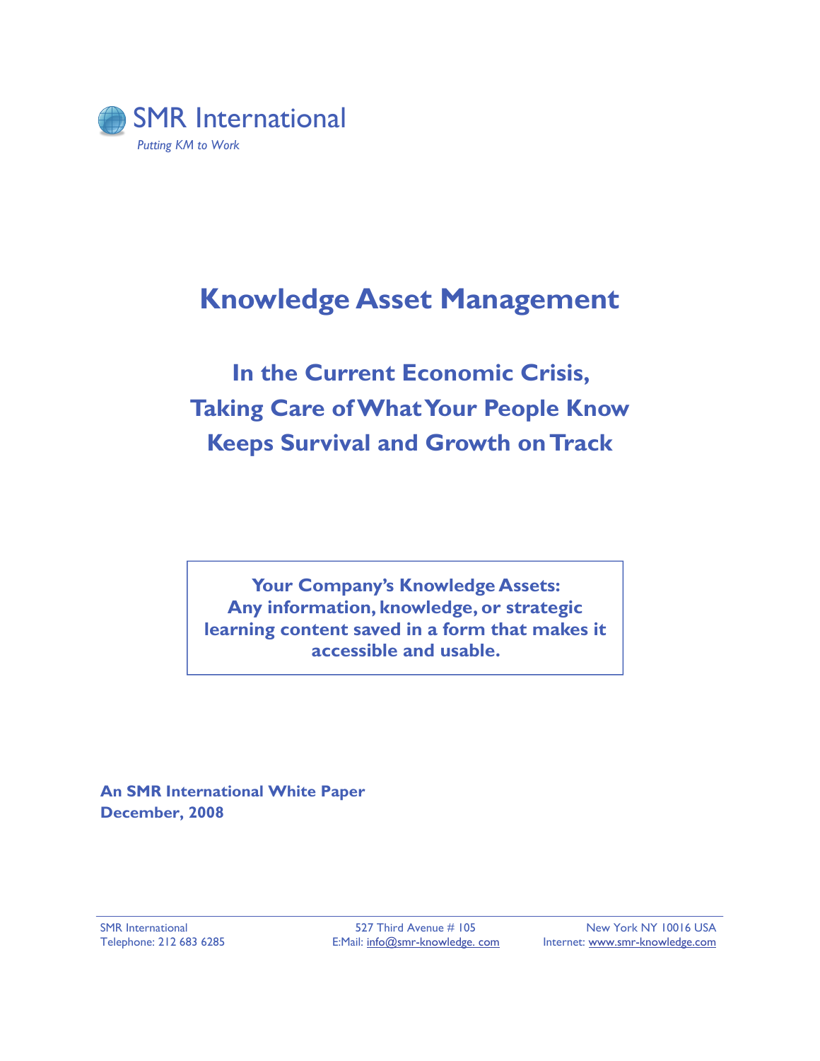SMR International

*Putting KM to Work*

# Knowledge Asset Management

## In the Current Economic Crisis, Taking Care of What Your People Know Keeps Survival and Growth on Track

**Your Company's Knowledge Assets: Any information, knowledge, or strategic learning content saved in a form that makes it accessible and usable.**

**An SMR International White Paper**
**December, 2008**

SMR International | 527 Third Avenue # 105 | New York NY 10016 USA
Telephone: 212 683 6285 | E:Mail: info@smr-knowledge. com | Internet: www.smr-knowledge.com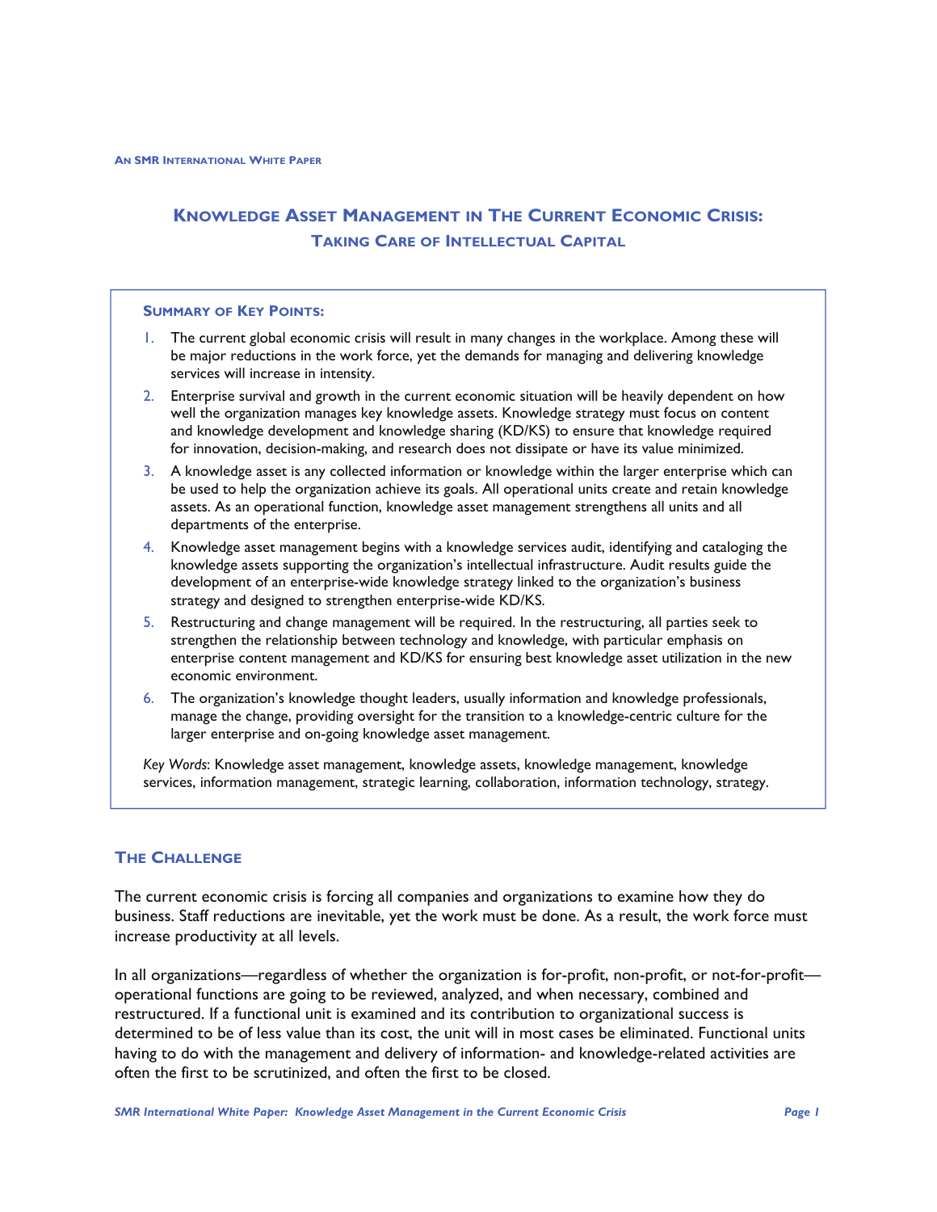An SMR International White Paper

# Knowledge Asset Management in The Current Economic Crisis: Taking Care of Intellectual Capital

### Summary of Key Points:

1. The current global economic crisis will result in many changes in the workplace. Among these will be major reductions in the work force, yet the demands for managing and delivering knowledge services will increase in intensity.
2. Enterprise survival and growth in the current economic situation will be heavily dependent on how well the organization manages key knowledge assets. Knowledge strategy must focus on content and knowledge development and knowledge sharing (KD/KS) to ensure that knowledge required for innovation, decision-making, and research does not dissipate or have its value minimized.
3. A knowledge asset is any collected information or knowledge within the larger enterprise which can be used to help the organization achieve its goals. All operational units create and retain knowledge assets. As an operational function, knowledge asset management strengthens all units and all departments of the enterprise.
4. Knowledge asset management begins with a knowledge services audit, identifying and cataloging the knowledge assets supporting the organization's intellectual infrastructure. Audit results guide the development of an enterprise-wide knowledge strategy linked to the organization's business strategy and designed to strengthen enterprise-wide KD/KS.
5. Restructuring and change management will be required. In the restructuring, all parties seek to strengthen the relationship between technology and knowledge, with particular emphasis on enterprise content management and KD/KS for ensuring best knowledge asset utilization in the new economic environment.
6. The organization's knowledge thought leaders, usually information and knowledge professionals, manage the change, providing oversight for the transition to a knowledge-centric culture for the larger enterprise and on-going knowledge asset management.

*Key Words*: Knowledge asset management, knowledge assets, knowledge management, knowledge services, information management, strategic learning, collaboration, information technology, strategy.

## The Challenge

The current economic crisis is forcing all companies and organizations to examine how they do business. Staff reductions are inevitable, yet the work must be done. As a result, the work force must increase productivity at all levels.

In all organizations—regardless of whether the organization is for-profit, non-profit, or not-for-profit—operational functions are going to be reviewed, analyzed, and when necessary, combined and restructured. If a functional unit is examined and its contribution to organizational success is determined to be of less value than its cost, the unit will in most cases be eliminated. Functional units having to do with the management and delivery of information- and knowledge-related activities are often the first to be scrutinized, and often the first to be closed.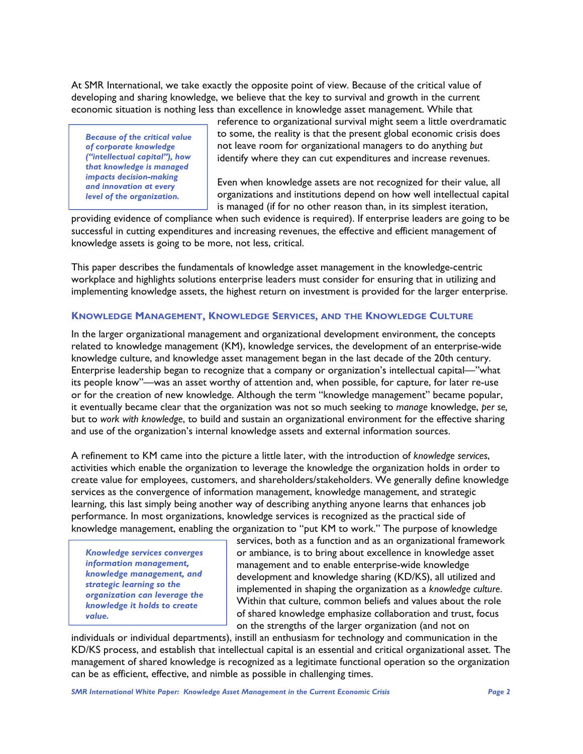At SMR International, we take exactly the opposite point of view. Because of the critical value of developing and sharing knowledge, we believe that the key to survival and growth in the current economic situation is nothing less than excellence in knowledge asset management. While that reference to organizational survival might seem a little overdramatic to some, the reality is that the present global economic crisis does not leave room for organizational managers to do anything *but* identify where they can cut expenditures and increase revenues.

> ***Because of the critical value of corporate knowledge ("intellectual capital"), how that knowledge is managed impacts decision-making and innovation at every level of the organization.***

Even when knowledge assets are not recognized for their value, all organizations and institutions depend on how well intellectual capital is managed (if for no other reason than, in its simplest iteration, providing evidence of compliance when such evidence is required). If enterprise leaders are going to be successful in cutting expenditures and increasing revenues, the effective and efficient management of knowledge assets is going to be more, not less, critical.

This paper describes the fundamentals of knowledge asset management in the knowledge-centric workplace and highlights solutions enterprise leaders must consider for ensuring that in utilizing and implementing knowledge assets, the highest return on investment is provided for the larger enterprise.

## Knowledge Management, Knowledge Services, and the Knowledge Culture

In the larger organizational management and organizational development environment, the concepts related to knowledge management (KM), knowledge services, the development of an enterprise-wide knowledge culture, and knowledge asset management began in the last decade of the 20th century. Enterprise leadership began to recognize that a company or organization's intellectual capital—"what its people know"—was an asset worthy of attention and, when possible, for capture, for later re-use or for the creation of new knowledge. Although the term "knowledge management" became popular, it eventually became clear that the organization was not so much seeking to *manage* knowledge, *per se,* but to *work with knowledge*, to build and sustain an organizational environment for the effective sharing and use of the organization's internal knowledge assets and external information sources.

A refinement to KM came into the picture a little later, with the introduction of *knowledge services*, activities which enable the organization to leverage the knowledge the organization holds in order to create value for employees, customers, and shareholders/stakeholders. We generally define knowledge services as the convergence of information management, knowledge management, and strategic learning, this last simply being another way of describing anything anyone learns that enhances job performance. In most organizations, knowledge services is recognized as the practical side of knowledge management, enabling the organization to "put KM to work." The purpose of knowledge services, both as a function and as an organizational framework or ambiance, is to bring about excellence in knowledge asset management and to enable enterprise-wide knowledge development and knowledge sharing (KD/KS), all utilized and implemented in shaping the organization as a *knowledge culture*. Within that culture, common beliefs and values about the role of shared knowledge emphasize collaboration and trust, focus on the strengths of the larger organization (and not on individuals or individual departments), instill an enthusiasm for technology and communication in the KD/KS process, and establish that intellectual capital is an essential and critical organizational asset. The management of shared knowledge is recognized as a legitimate functional operation so the organization can be as efficient, effective, and nimble as possible in challenging times.

> ***Knowledge services converges information management, knowledge management, and strategic learning so the organization can leverage the knowledge it holds to create value.***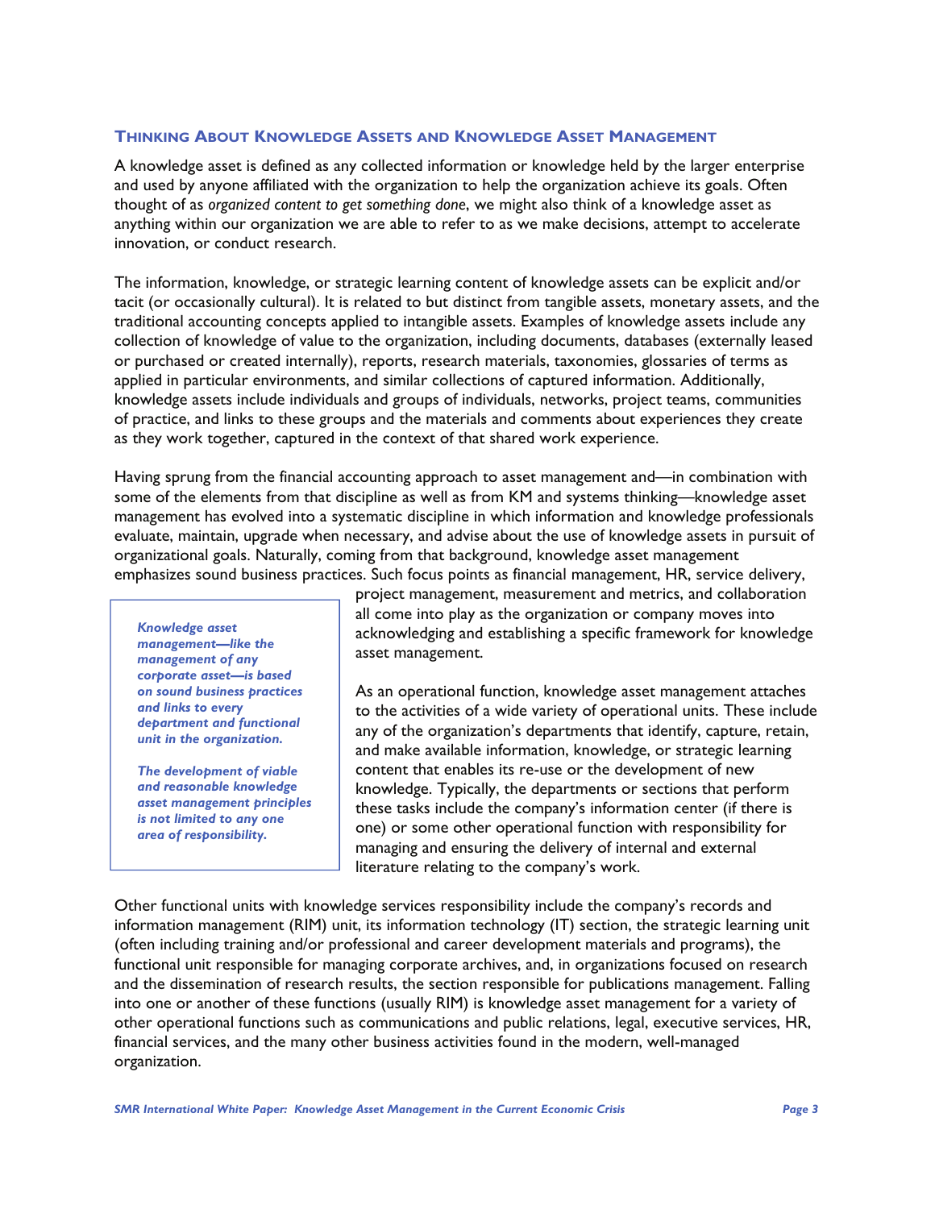## Thinking About Knowledge Assets and Knowledge Asset Management

A knowledge asset is defined as any collected information or knowledge held by the larger enterprise and used by anyone affiliated with the organization to help the organization achieve its goals. Often thought of as *organized content to get something done*, we might also think of a knowledge asset as anything within our organization we are able to refer to as we make decisions, attempt to accelerate innovation, or conduct research.

The information, knowledge, or strategic learning content of knowledge assets can be explicit and/or tacit (or occasionally cultural). It is related to but distinct from tangible assets, monetary assets, and the traditional accounting concepts applied to intangible assets. Examples of knowledge assets include any collection of knowledge of value to the organization, including documents, databases (externally leased or purchased or created internally), reports, research materials, taxonomies, glossaries of terms as applied in particular environments, and similar collections of captured information. Additionally, knowledge assets include individuals and groups of individuals, networks, project teams, communities of practice, and links to these groups and the materials and comments about experiences they create as they work together, captured in the context of that shared work experience.

Having sprung from the financial accounting approach to asset management and—in combination with some of the elements from that discipline as well as from KM and systems thinking—knowledge asset management has evolved into a systematic discipline in which information and knowledge professionals evaluate, maintain, upgrade when necessary, and advise about the use of knowledge assets in pursuit of organizational goals. Naturally, coming from that background, knowledge asset management emphasizes sound business practices. Such focus points as financial management, HR, service delivery, project management, measurement and metrics, and collaboration all come into play as the organization or company moves into acknowledging and establishing a specific framework for knowledge asset management.

> ***Knowledge asset management—like the management of any corporate asset—is based on sound business practices and links to every department and functional unit in the organization.***
>
> ***The development of viable and reasonable knowledge asset management principles is not limited to any one area of responsibility.***

As an operational function, knowledge asset management attaches to the activities of a wide variety of operational units. These include any of the organization's departments that identify, capture, retain, and make available information, knowledge, or strategic learning content that enables its re-use or the development of new knowledge. Typically, the departments or sections that perform these tasks include the company's information center (if there is one) or some other operational function with responsibility for managing and ensuring the delivery of internal and external literature relating to the company's work.

Other functional units with knowledge services responsibility include the company's records and information management (RIM) unit, its information technology (IT) section, the strategic learning unit (often including training and/or professional and career development materials and programs), the functional unit responsible for managing corporate archives, and, in organizations focused on research and the dissemination of research results, the section responsible for publications management. Falling into one or another of these functions (usually RIM) is knowledge asset management for a variety of other operational functions such as communications and public relations, legal, executive services, HR, financial services, and the many other business activities found in the modern, well-managed organization.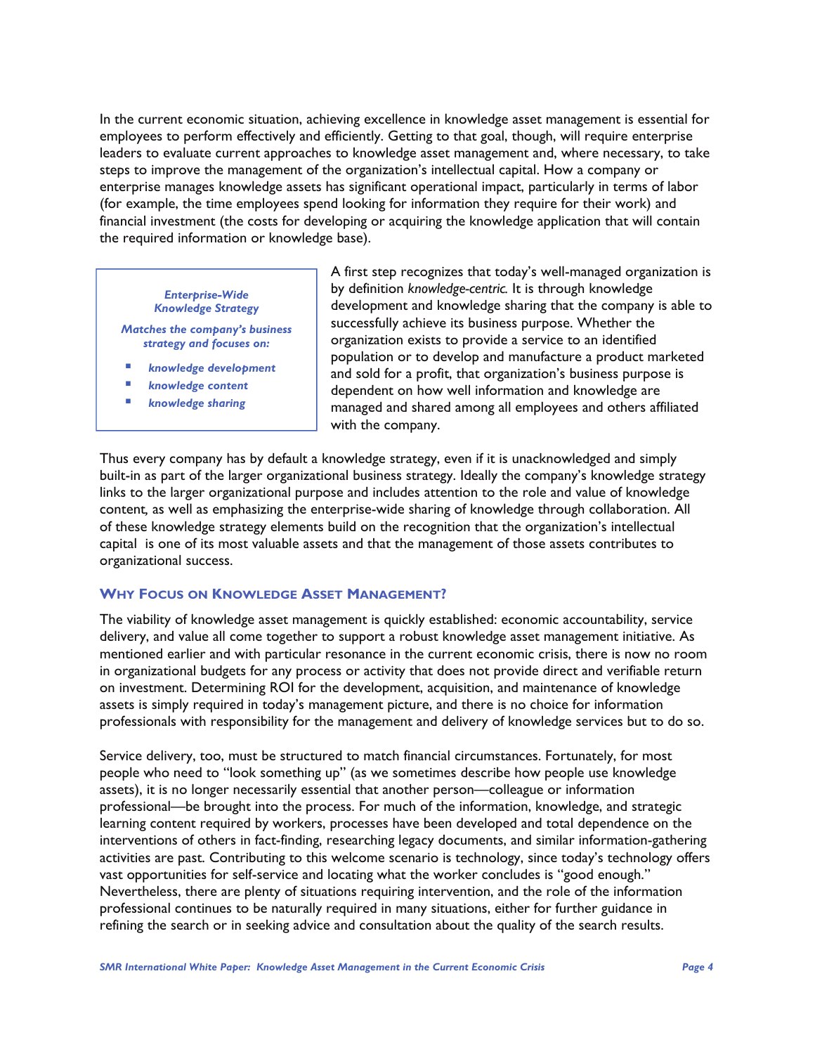In the current economic situation, achieving excellence in knowledge asset management is essential for employees to perform effectively and efficiently. Getting to that goal, though, will require enterprise leaders to evaluate current approaches to knowledge asset management and, where necessary, to take steps to improve the management of the organization's intellectual capital. How a company or enterprise manages knowledge assets has significant operational impact, particularly in terms of labor (for example, the time employees spend looking for information they require for their work) and financial investment (the costs for developing or acquiring the knowledge application that will contain the required information or knowledge base).

> ***Enterprise-Wide Knowledge Strategy***
>
> ***Matches the company's business strategy and focuses on:***
>
> - ***knowledge development***
> - ***knowledge content***
> - ***knowledge sharing***

A first step recognizes that today's well-managed organization is by definition *knowledge-centric*. It is through knowledge development and knowledge sharing that the company is able to successfully achieve its business purpose. Whether the organization exists to provide a service to an identified population or to develop and manufacture a product marketed and sold for a profit, that organization's business purpose is dependent on how well information and knowledge are managed and shared among all employees and others affiliated with the company.

Thus every company has by default a knowledge strategy, even if it is unacknowledged and simply built-in as part of the larger organizational business strategy. Ideally the company's knowledge strategy links to the larger organizational purpose and includes attention to the role and value of knowledge content, as well as emphasizing the enterprise-wide sharing of knowledge through collaboration. All of these knowledge strategy elements build on the recognition that the organization's intellectual capital is one of its most valuable assets and that the management of those assets contributes to organizational success.

## Why Focus on Knowledge Asset Management?

The viability of knowledge asset management is quickly established: economic accountability, service delivery, and value all come together to support a robust knowledge asset management initiative. As mentioned earlier and with particular resonance in the current economic crisis, there is now no room in organizational budgets for any process or activity that does not provide direct and verifiable return on investment. Determining ROI for the development, acquisition, and maintenance of knowledge assets is simply required in today's management picture, and there is no choice for information professionals with responsibility for the management and delivery of knowledge services but to do so.

Service delivery, too, must be structured to match financial circumstances. Fortunately, for most people who need to "look something up" (as we sometimes describe how people use knowledge assets), it is no longer necessarily essential that another person—colleague or information professional—be brought into the process. For much of the information, knowledge, and strategic learning content required by workers, processes have been developed and total dependence on the interventions of others in fact-finding, researching legacy documents, and similar information-gathering activities are past. Contributing to this welcome scenario is technology, since today's technology offers vast opportunities for self-service and locating what the worker concludes is "good enough." Nevertheless, there are plenty of situations requiring intervention, and the role of the information professional continues to be naturally required in many situations, either for further guidance in refining the search or in seeking advice and consultation about the quality of the search results.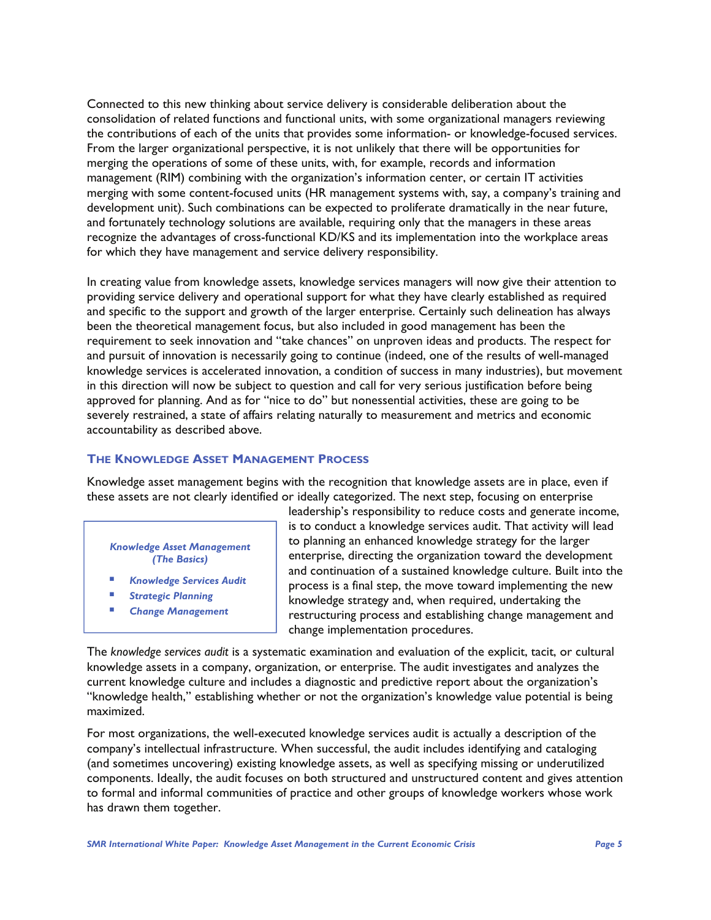Connected to this new thinking about service delivery is considerable deliberation about the consolidation of related functions and functional units, with some organizational managers reviewing the contributions of each of the units that provides some information- or knowledge-focused services. From the larger organizational perspective, it is not unlikely that there will be opportunities for merging the operations of some of these units, with, for example, records and information management (RIM) combining with the organization's information center, or certain IT activities merging with some content-focused units (HR management systems with, say, a company's training and development unit). Such combinations can be expected to proliferate dramatically in the near future, and fortunately technology solutions are available, requiring only that the managers in these areas recognize the advantages of cross-functional KD/KS and its implementation into the workplace areas for which they have management and service delivery responsibility.

In creating value from knowledge assets, knowledge services managers will now give their attention to providing service delivery and operational support for what they have clearly established as required and specific to the support and growth of the larger enterprise. Certainly such delineation has always been the theoretical management focus, but also included in good management has been the requirement to seek innovation and "take chances" on unproven ideas and products. The respect for and pursuit of innovation is necessarily going to continue (indeed, one of the results of well-managed knowledge services is accelerated innovation, a condition of success in many industries), but movement in this direction will now be subject to question and call for very serious justification before being approved for planning. And as for "nice to do" but nonessential activities, these are going to be severely restrained, a state of affairs relating naturally to measurement and metrics and economic accountability as described above.

## The Knowledge Asset Management Process

Knowledge asset management begins with the recognition that knowledge assets are in place, even if these assets are not clearly identified or ideally categorized. The next step, focusing on enterprise leadership's responsibility to reduce costs and generate income, is to conduct a knowledge services audit. That activity will lead to planning an enhanced knowledge strategy for the larger enterprise, directing the organization toward the development and continuation of a sustained knowledge culture. Built into the process is a final step, the move toward implementing the new knowledge strategy and, when required, undertaking the restructuring process and establishing change management and change implementation procedures.

> ***Knowledge Asset Management (The Basics)***
>
> - ***Knowledge Services Audit***
> - ***Strategic Planning***
> - ***Change Management***

The *knowledge services audit* is a systematic examination and evaluation of the explicit, tacit, or cultural knowledge assets in a company, organization, or enterprise. The audit investigates and analyzes the current knowledge culture and includes a diagnostic and predictive report about the organization's "knowledge health," establishing whether or not the organization's knowledge value potential is being maximized.

For most organizations, the well-executed knowledge services audit is actually a description of the company's intellectual infrastructure. When successful, the audit includes identifying and cataloging (and sometimes uncovering) existing knowledge assets, as well as specifying missing or underutilized components. Ideally, the audit focuses on both structured and unstructured content and gives attention to formal and informal communities of practice and other groups of knowledge workers whose work has drawn them together.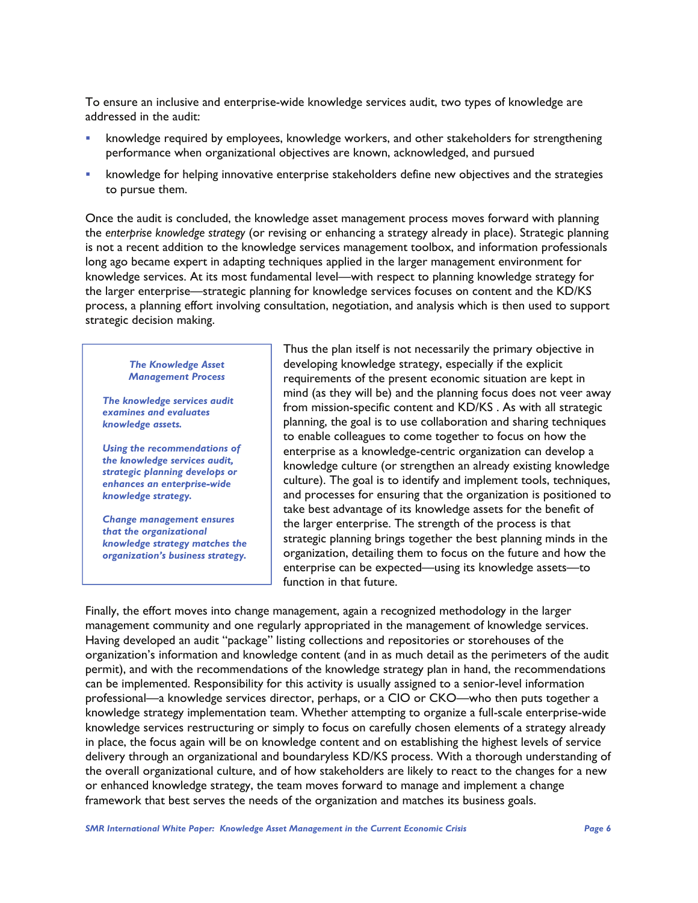To ensure an inclusive and enterprise-wide knowledge services audit, two types of knowledge are addressed in the audit:

- knowledge required by employees, knowledge workers, and other stakeholders for strengthening performance when organizational objectives are known, acknowledged, and pursued
- knowledge for helping innovative enterprise stakeholders define new objectives and the strategies to pursue them.

Once the audit is concluded, the knowledge asset management process moves forward with planning the *enterprise knowledge strategy* (or revising or enhancing a strategy already in place). Strategic planning is not a recent addition to the knowledge services management toolbox, and information professionals long ago became expert in adapting techniques applied in the larger management environment for knowledge services. At its most fundamental level—with respect to planning knowledge strategy for the larger enterprise—strategic planning for knowledge services focuses on content and the KD/KS process, a planning effort involving consultation, negotiation, and analysis which is then used to support strategic decision making.

> ***The Knowledge Asset Management Process***
>
> ***The knowledge services audit examines and evaluates knowledge assets.***
>
> ***Using the recommendations of the knowledge services audit, strategic planning develops or enhances an enterprise-wide knowledge strategy.***
>
> ***Change management ensures that the organizational knowledge strategy matches the organization's business strategy.***

Thus the plan itself is not necessarily the primary objective in developing knowledge strategy, especially if the explicit requirements of the present economic situation are kept in mind (as they will be) and the planning focus does not veer away from mission-specific content and KD/KS . As with all strategic planning, the goal is to use collaboration and sharing techniques to enable colleagues to come together to focus on how the enterprise as a knowledge-centric organization can develop a knowledge culture (or strengthen an already existing knowledge culture). The goal is to identify and implement tools, techniques, and processes for ensuring that the organization is positioned to take best advantage of its knowledge assets for the benefit of the larger enterprise. The strength of the process is that strategic planning brings together the best planning minds in the organization, detailing them to focus on the future and how the enterprise can be expected—using its knowledge assets—to function in that future.

Finally, the effort moves into change management, again a recognized methodology in the larger management community and one regularly appropriated in the management of knowledge services. Having developed an audit "package" listing collections and repositories or storehouses of the organization's information and knowledge content (and in as much detail as the perimeters of the audit permit), and with the recommendations of the knowledge strategy plan in hand, the recommendations can be implemented. Responsibility for this activity is usually assigned to a senior-level information professional—a knowledge services director, perhaps, or a CIO or CKO—who then puts together a knowledge strategy implementation team. Whether attempting to organize a full-scale enterprise-wide knowledge services restructuring or simply to focus on carefully chosen elements of a strategy already in place, the focus again will be on knowledge content and on establishing the highest levels of service delivery through an organizational and boundaryless KD/KS process. With a thorough understanding of the overall organizational culture, and of how stakeholders are likely to react to the changes for a new or enhanced knowledge strategy, the team moves forward to manage and implement a change framework that best serves the needs of the organization and matches its business goals.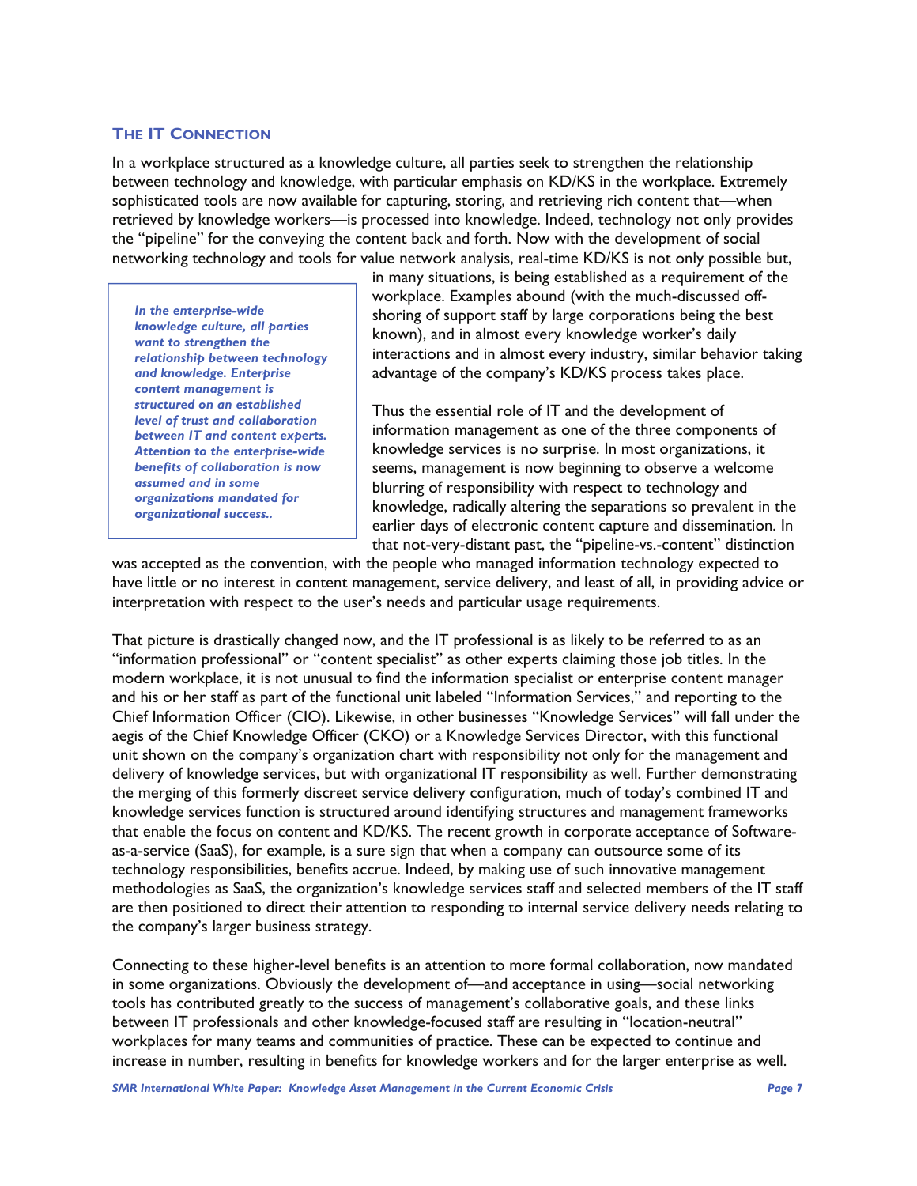### THE IT CONNECTION

In a workplace structured as a knowledge culture, all parties seek to strengthen the relationship between technology and knowledge, with particular emphasis on KD/KS in the workplace. Extremely sophisticated tools are now available for capturing, storing, and retrieving rich content that—when retrieved by knowledge workers—is processed into knowledge. Indeed, technology not only provides the "pipeline" for the conveying the content back and forth. Now with the development of social networking technology and tools for value network analysis, real-time KD/KS is not only possible but, in many situations, is being established as a requirement of the workplace. Examples abound (with the much-discussed off-shoring of support staff by large corporations being the best known), and in almost every knowledge worker's daily interactions and in almost every industry, similar behavior taking advantage of the company's KD/KS process takes place.

> ***In the enterprise-wide knowledge culture, all parties want to strengthen the relationship between technology and knowledge. Enterprise content management is structured on an established level of trust and collaboration between IT and content experts. Attention to the enterprise-wide benefits of collaboration is now assumed and in some organizations mandated for organizational success..***

Thus the essential role of IT and the development of information management as one of the three components of knowledge services is no surprise. In most organizations, it seems, management is now beginning to observe a welcome blurring of responsibility with respect to technology and knowledge, radically altering the separations so prevalent in the earlier days of electronic content capture and dissemination. In that not-very-distant past, the "pipeline-vs.-content" distinction was accepted as the convention, with the people who managed information technology expected to have little or no interest in content management, service delivery, and least of all, in providing advice or interpretation with respect to the user's needs and particular usage requirements.

That picture is drastically changed now, and the IT professional is as likely to be referred to as an "information professional" or "content specialist" as other experts claiming those job titles. In the modern workplace, it is not unusual to find the information specialist or enterprise content manager and his or her staff as part of the functional unit labeled "Information Services," and reporting to the Chief Information Officer (CIO). Likewise, in other businesses "Knowledge Services" will fall under the aegis of the Chief Knowledge Officer (CKO) or a Knowledge Services Director, with this functional unit shown on the company's organization chart with responsibility not only for the management and delivery of knowledge services, but with organizational IT responsibility as well. Further demonstrating the merging of this formerly discreet service delivery configuration, much of today's combined IT and knowledge services function is structured around identifying structures and management frameworks that enable the focus on content and KD/KS. The recent growth in corporate acceptance of Software-as-a-service (SaaS), for example, is a sure sign that when a company can outsource some of its technology responsibilities, benefits accrue. Indeed, by making use of such innovative management methodologies as SaaS, the organization's knowledge services staff and selected members of the IT staff are then positioned to direct their attention to responding to internal service delivery needs relating to the company's larger business strategy.

Connecting to these higher-level benefits is an attention to more formal collaboration, now mandated in some organizations. Obviously the development of—and acceptance in using—social networking tools has contributed greatly to the success of management's collaborative goals, and these links between IT professionals and other knowledge-focused staff are resulting in "location-neutral" workplaces for many teams and communities of practice. These can be expected to continue and increase in number, resulting in benefits for knowledge workers and for the larger enterprise as well.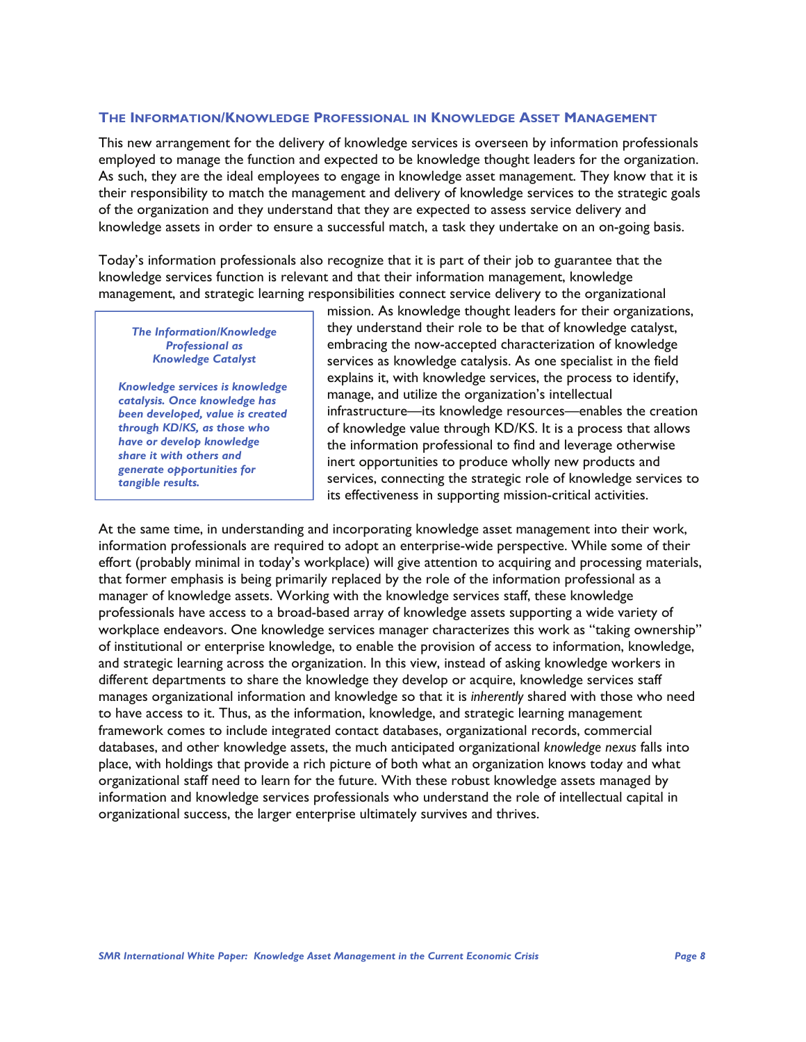## The Information/Knowledge Professional in Knowledge Asset Management

This new arrangement for the delivery of knowledge services is overseen by information professionals employed to manage the function and expected to be knowledge thought leaders for the organization. As such, they are the ideal employees to engage in knowledge asset management. They know that it is their responsibility to match the management and delivery of knowledge services to the strategic goals of the organization and they understand that they are expected to assess service delivery and knowledge assets in order to ensure a successful match, a task they undertake on an on-going basis.

Today's information professionals also recognize that it is part of their job to guarantee that the knowledge services function is relevant and that their information management, knowledge management, and strategic learning responsibilities connect service delivery to the organizational mission. As knowledge thought leaders for their organizations, they understand their role to be that of knowledge catalyst, embracing the now-accepted characterization of knowledge services as knowledge catalysis. As one specialist in the field explains it, with knowledge services, the process to identify, manage, and utilize the organization's intellectual infrastructure—its knowledge resources—enables the creation of knowledge value through KD/KS. It is a process that allows the information professional to find and leverage otherwise inert opportunities to produce wholly new products and services, connecting the strategic role of knowledge services to its effectiveness in supporting mission-critical activities.

> ***The Information/Knowledge Professional as Knowledge Catalyst***
>
> ***Knowledge services is knowledge catalysis. Once knowledge has been developed, value is created through KD/KS, as those who have or develop knowledge share it with others and generate opportunities for tangible results.***

At the same time, in understanding and incorporating knowledge asset management into their work, information professionals are required to adopt an enterprise-wide perspective. While some of their effort (probably minimal in today's workplace) will give attention to acquiring and processing materials, that former emphasis is being primarily replaced by the role of the information professional as a manager of knowledge assets. Working with the knowledge services staff, these knowledge professionals have access to a broad-based array of knowledge assets supporting a wide variety of workplace endeavors. One knowledge services manager characterizes this work as "taking ownership" of institutional or enterprise knowledge, to enable the provision of access to information, knowledge, and strategic learning across the organization. In this view, instead of asking knowledge workers in different departments to share the knowledge they develop or acquire, knowledge services staff manages organizational information and knowledge so that it is *inherently* shared with those who need to have access to it. Thus, as the information, knowledge, and strategic learning management framework comes to include integrated contact databases, organizational records, commercial databases, and other knowledge assets, the much anticipated organizational *knowledge nexus* falls into place, with holdings that provide a rich picture of both what an organization knows today and what organizational staff need to learn for the future. With these robust knowledge assets managed by information and knowledge services professionals who understand the role of intellectual capital in organizational success, the larger enterprise ultimately survives and thrives.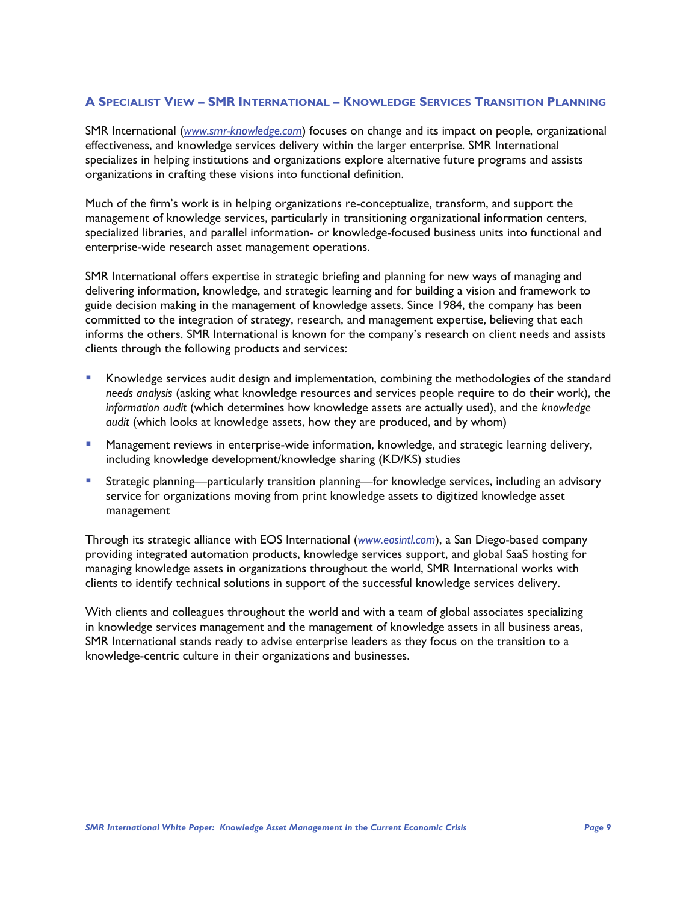## A Specialist View – SMR International – Knowledge Services Transition Planning

SMR International (*www.smr-knowledge.com*) focuses on change and its impact on people, organizational effectiveness, and knowledge services delivery within the larger enterprise. SMR International specializes in helping institutions and organizations explore alternative future programs and assists organizations in crafting these visions into functional definition.

Much of the firm's work is in helping organizations re-conceptualize, transform, and support the management of knowledge services, particularly in transitioning organizational information centers, specialized libraries, and parallel information- or knowledge-focused business units into functional and enterprise-wide research asset management operations.

SMR International offers expertise in strategic briefing and planning for new ways of managing and delivering information, knowledge, and strategic learning and for building a vision and framework to guide decision making in the management of knowledge assets. Since 1984, the company has been committed to the integration of strategy, research, and management expertise, believing that each informs the others. SMR International is known for the company's research on client needs and assists clients through the following products and services:

- Knowledge services audit design and implementation, combining the methodologies of the standard *needs analysis* (asking what knowledge resources and services people require to do their work), the *information audit* (which determines how knowledge assets are actually used), and the *knowledge audit* (which looks at knowledge assets, how they are produced, and by whom)
- Management reviews in enterprise-wide information, knowledge, and strategic learning delivery, including knowledge development/knowledge sharing (KD/KS) studies
- Strategic planning—particularly transition planning—for knowledge services, including an advisory service for organizations moving from print knowledge assets to digitized knowledge asset management

Through its strategic alliance with EOS International (*www.eosintl.com*), a San Diego-based company providing integrated automation products, knowledge services support, and global SaaS hosting for managing knowledge assets in organizations throughout the world, SMR International works with clients to identify technical solutions in support of the successful knowledge services delivery.

With clients and colleagues throughout the world and with a team of global associates specializing in knowledge services management and the management of knowledge assets in all business areas, SMR International stands ready to advise enterprise leaders as they focus on the transition to a knowledge-centric culture in their organizations and businesses.